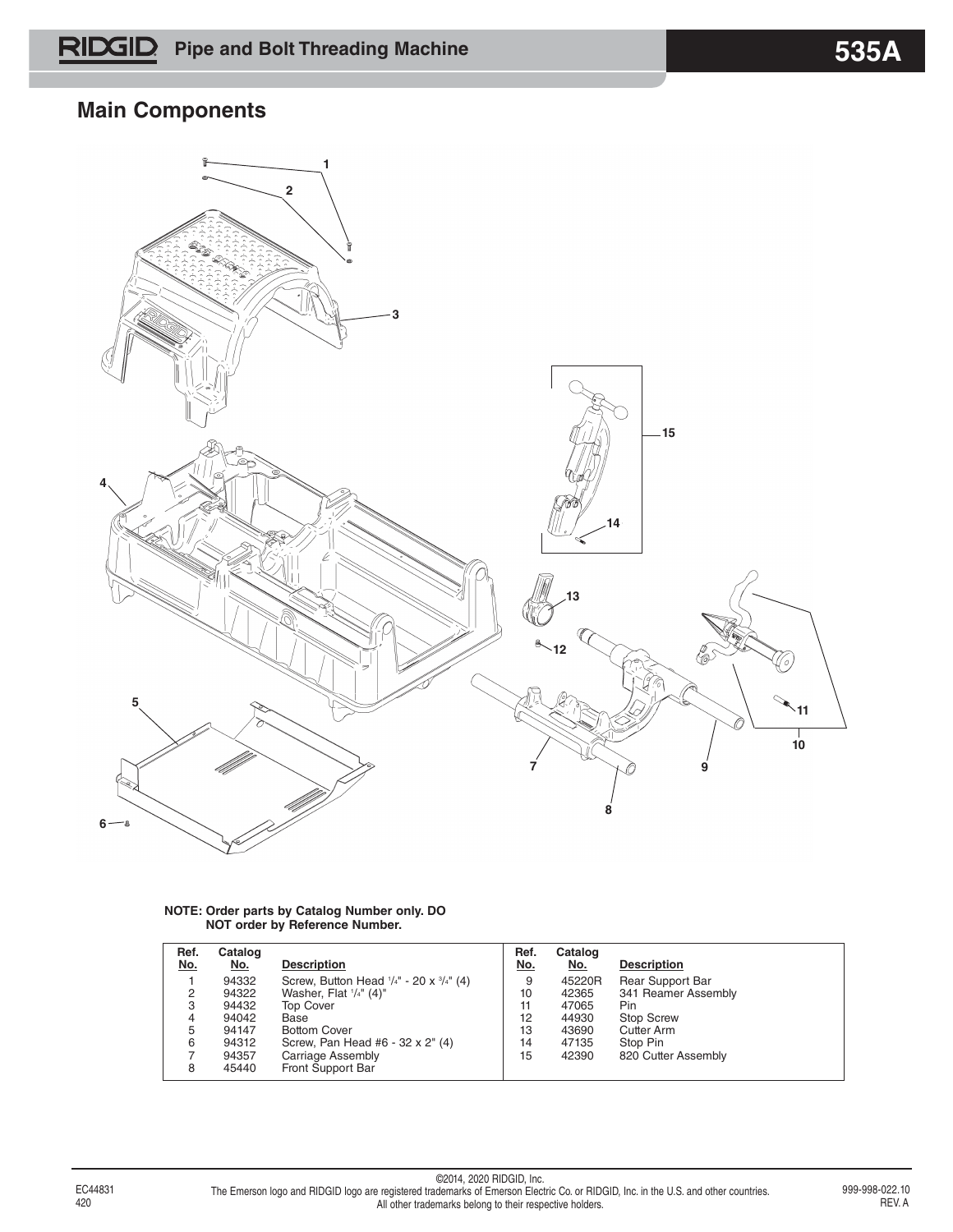# RIDGID Pipe and Bolt Threading Machine 535A

## Main Components

**NOTE: Order parts by Catalog Number only. DO NOT order by Reference Number.**

| Ref. No. | Catalog No. | Description |
|---|---|---|
| 1 | 94332 | Screw, Button Head 1/4" - 20 x 3/4" (4) |
| 2 | 94322 | Washer, Flat 1/4" (4)" |
| 3 | 94432 | Top Cover |
| 4 | 94042 | Base |
| 5 | 94147 | Bottom Cover |
| 6 | 94312 | Screw, Pan Head #6 - 32 x 2" (4) |
| 7 | 94357 | Carriage Assembly |
| 8 | 45440 | Front Support Bar |
| 9 | 45220R | Rear Support Bar |
| 10 | 42365 | 341 Reamer Assembly |
| 11 | 47065 | Pin |
| 12 | 44930 | Stop Screw |
| 13 | 43690 | Cutter Arm |
| 14 | 47135 | Stop Pin |
| 15 | 42390 | 820 Cutter Assembly |

©2014, 2020 RIDGID, Inc.
The Emerson logo and RIDGID logo are registered trademarks of Emerson Electric Co. or RIDGID, Inc. in the U.S. and other countries.
All other trademarks belong to their respective holders.

EC44831
420

999-998-022.10
REV. A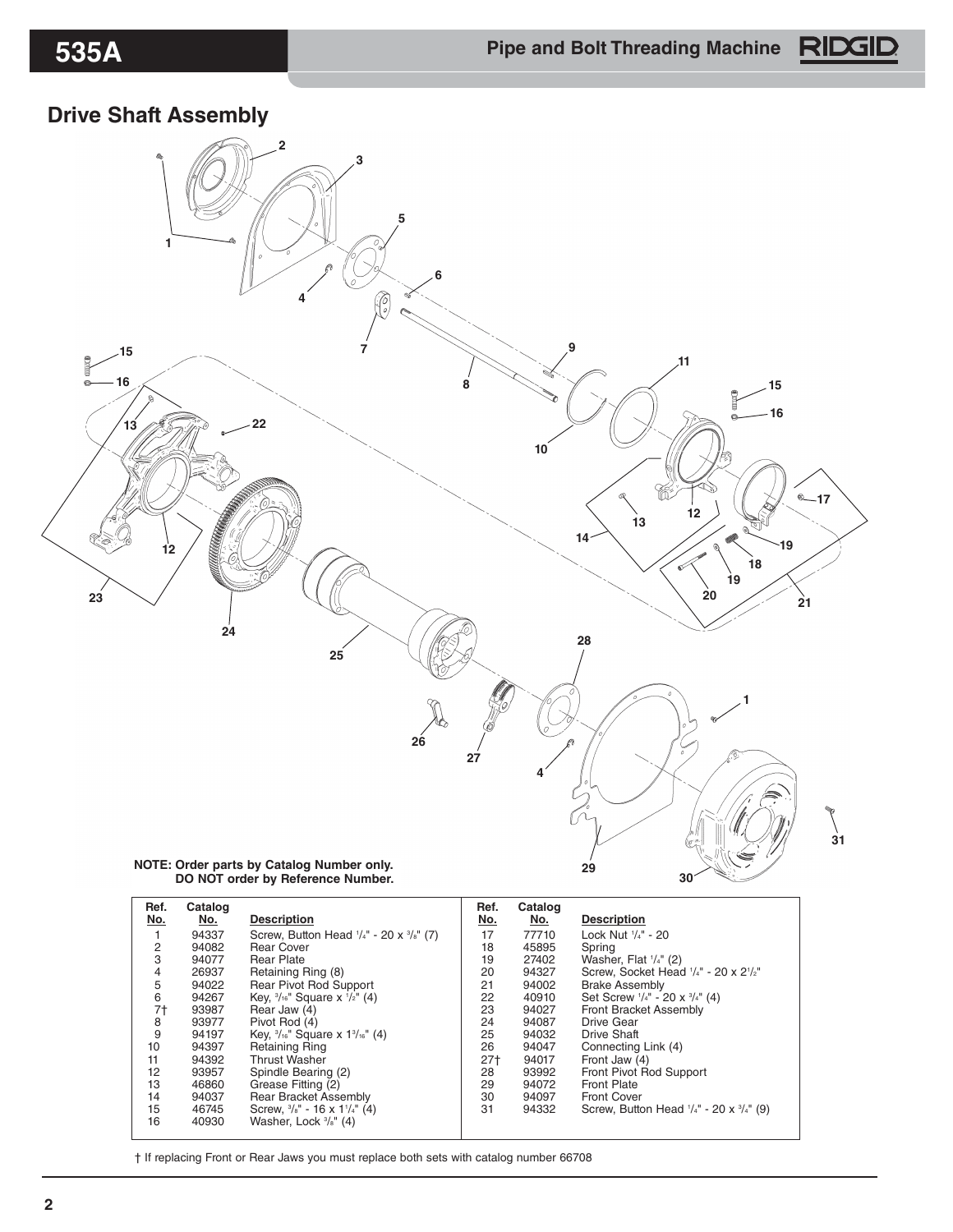## Drive Shaft Assembly

**NOTE: Order parts by Catalog Number only.**
**DO NOT order by Reference Number.**

| Ref. No. | Catalog No. | Description | Ref. No. | Catalog No. | Description |
|---|---|---|---|---|---|
| 1 | 94337 | Screw, Button Head 1/4" - 20 x 3/8" (7) | 17 | 77710 | Lock Nut 1/4" - 20 |
| 2 | 94082 | Rear Cover | 18 | 45895 | Spring |
| 3 | 94077 | Rear Plate | 19 | 27402 | Washer, Flat 1/4" (2) |
| 4 | 26937 | Retaining Ring (8) | 20 | 94327 | Screw, Socket Head 1/4" - 20 x 2 1/2" |
| 5 | 94022 | Rear Pivot Rod Support | 21 | 94002 | Brake Assembly |
| 6 | 94267 | Key, 3/16" Square x 1/2" (4) | 22 | 40910 | Set Screw 1/4" - 20 x 3/4" (4) |
| 7† | 93987 | Rear Jaw (4) | 23 | 94027 | Front Bracket Assembly |
| 8 | 93977 | Pivot Rod (4) | 24 | 94087 | Drive Gear |
| 9 | 94197 | Key, 3/16" Square x 1 3/16" (4) | 25 | 94032 | Drive Shaft |
| 10 | 94397 | Retaining Ring | 26 | 94047 | Connecting Link (4) |
| 11 | 94392 | Thrust Washer | 27† | 94017 | Front Jaw (4) |
| 12 | 93957 | Spindle Bearing (2) | 28 | 93992 | Front Pivot Rod Support |
| 13 | 46860 | Grease Fitting (2) | 29 | 94072 | Front Plate |
| 14 | 94037 | Rear Bracket Assembly | 30 | 94097 | Front Cover |
| 15 | 46745 | Screw, 3/8" - 16 x 1 1/4" (4) | 31 | 94332 | Screw, Button Head 1/4" - 20 x 3/4" (9) |
| 16 | 40930 | Washer, Lock 3/8" (4) | | | |

† If replacing Front or Rear Jaws you must replace both sets with catalog number 66708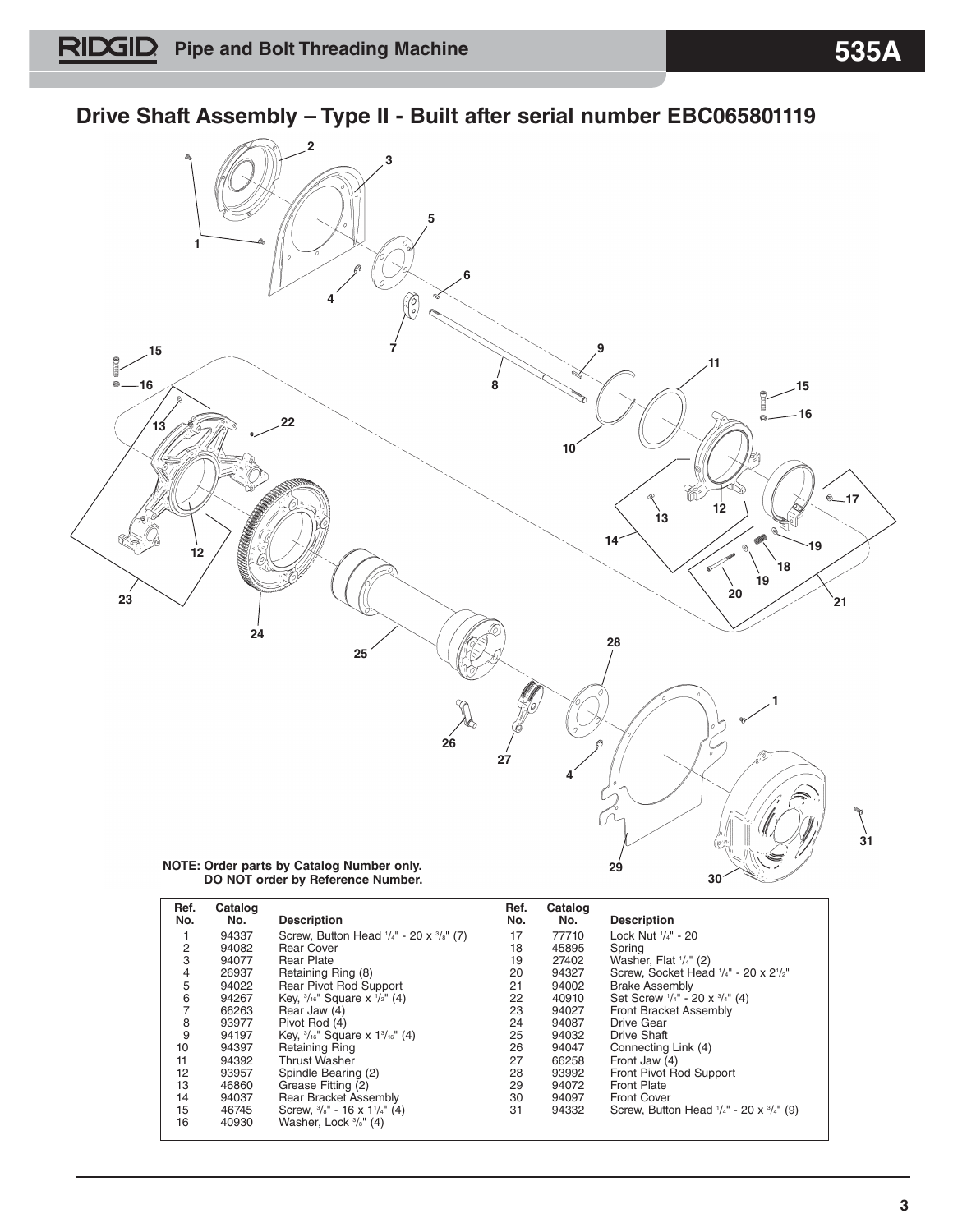## Drive Shaft Assembly – Type II - Built after serial number EBC065801119

**NOTE: Order parts by Catalog Number only.
DO NOT order by Reference Number.**

| Ref. No. | Catalog No. | Description |
|---|---|---|
| 1 | 94337 | Screw, Button Head 1/4" - 20 x 3/8" (7) |
| 2 | 94082 | Rear Cover |
| 3 | 94077 | Rear Plate |
| 4 | 26937 | Retaining Ring (8) |
| 5 | 94022 | Rear Pivot Rod Support |
| 6 | 94267 | Key, 3/16" Square x 1/2" (4) |
| 7 | 66263 | Rear Jaw (4) |
| 8 | 93977 | Pivot Rod (4) |
| 9 | 94197 | Key, 3/16" Square x 1 3/16" (4) |
| 10 | 94397 | Retaining Ring |
| 11 | 94392 | Thrust Washer |
| 12 | 93957 | Spindle Bearing (2) |
| 13 | 46860 | Grease Fitting (2) |
| 14 | 94037 | Rear Bracket Assembly |
| 15 | 46745 | Screw, 3/8" - 16 x 1 1/4" (4) |
| 16 | 40930 | Washer, Lock 3/8" (4) |
| 17 | 77710 | Lock Nut 1/4" - 20 |
| 18 | 45895 | Spring |
| 19 | 27402 | Washer, Flat 1/4" (2) |
| 20 | 94327 | Screw, Socket Head 1/4" - 20 x 2 1/2" |
| 21 | 94002 | Brake Assembly |
| 22 | 40910 | Set Screw 1/4" - 20 x 3/4" (4) |
| 23 | 94027 | Front Bracket Assembly |
| 24 | 94087 | Drive Gear |
| 25 | 94032 | Drive Shaft |
| 26 | 94047 | Connecting Link (4) |
| 27 | 66258 | Front Jaw (4) |
| 28 | 93992 | Front Pivot Rod Support |
| 29 | 94072 | Front Plate |
| 30 | 94097 | Front Cover |
| 31 | 94332 | Screw, Button Head 1/4" - 20 x 3/4" (9) |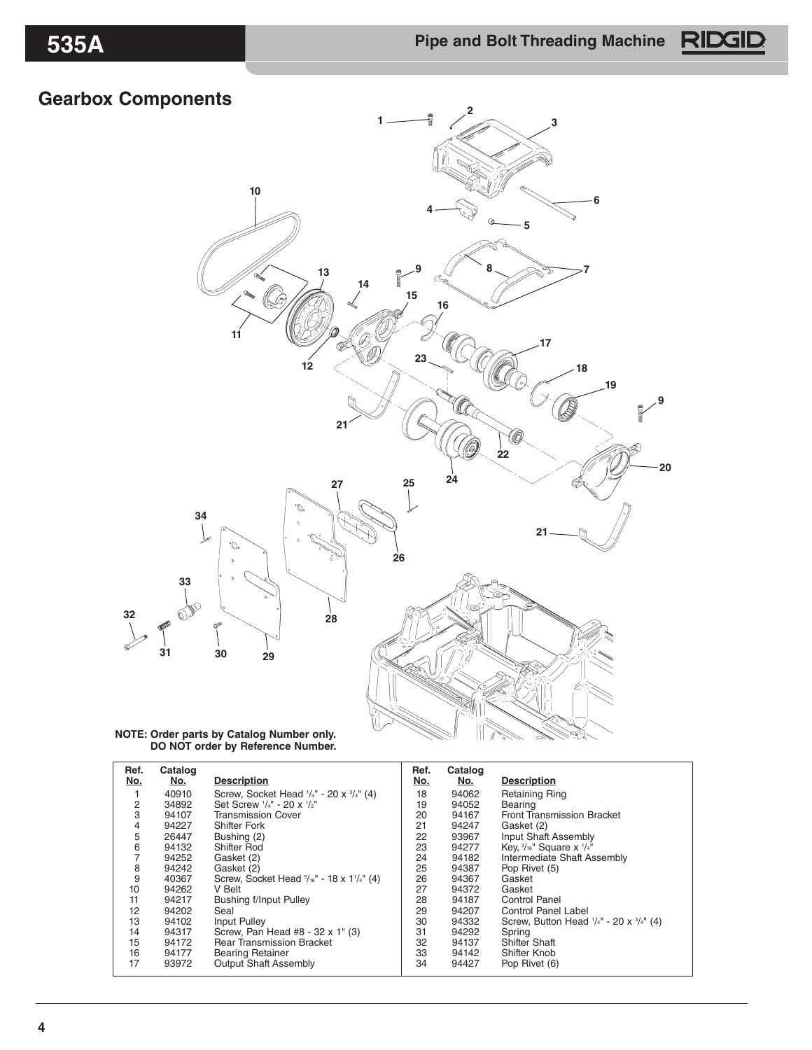## Gearbox Components

**NOTE: Order parts by Catalog Number only. DO NOT order by Reference Number.**

| Ref. No. | Catalog No. | Description |
|---|---|---|
| 1 | 40910 | Screw, Socket Head 1/4" - 20 x 3/4" (4) |
| 2 | 34892 | Set Screw 1/4" - 20 x 1/2" |
| 3 | 94107 | Transmission Cover |
| 4 | 94227 | Shifter Fork |
| 5 | 26447 | Bushing (2) |
| 6 | 94132 | Shifter Rod |
| 7 | 94252 | Gasket (2) |
| 8 | 94242 | Gasket (2) |
| 9 | 40367 | Screw, Socket Head 5/16" - 18 x 1 1/4" (4) |
| 10 | 94262 | V Belt |
| 11 | 94217 | Bushing f/Input Pulley |
| 12 | 94202 | Seal |
| 13 | 94102 | Input Pulley |
| 14 | 94317 | Screw, Pan Head #8 - 32 x 1" (3) |
| 15 | 94172 | Rear Transmission Bracket |
| 16 | 94177 | Bearing Retainer |
| 17 | 93972 | Output Shaft Assembly |
| 18 | 94062 | Retaining Ring |
| 19 | 94052 | Bearing |
| 20 | 94167 | Front Transmission Bracket |
| 21 | 94247 | Gasket (2) |
| 22 | 93967 | Input Shaft Assembly |
| 23 | 94277 | Key, 3/16" Square x 1/4" |
| 24 | 94182 | Intermediate Shaft Assembly |
| 25 | 94387 | Pop Rivet (5) |
| 26 | 94367 | Gasket |
| 27 | 94372 | Gasket |
| 28 | 94187 | Control Panel |
| 29 | 94207 | Control Panel Label |
| 30 | 94332 | Screw, Button Head 1/4" - 20 x 3/4" (4) |
| 31 | 94292 | Spring |
| 32 | 94137 | Shifter Shaft |
| 33 | 94142 | Shifter Knob |
| 34 | 94427 | Pop Rivet (6) |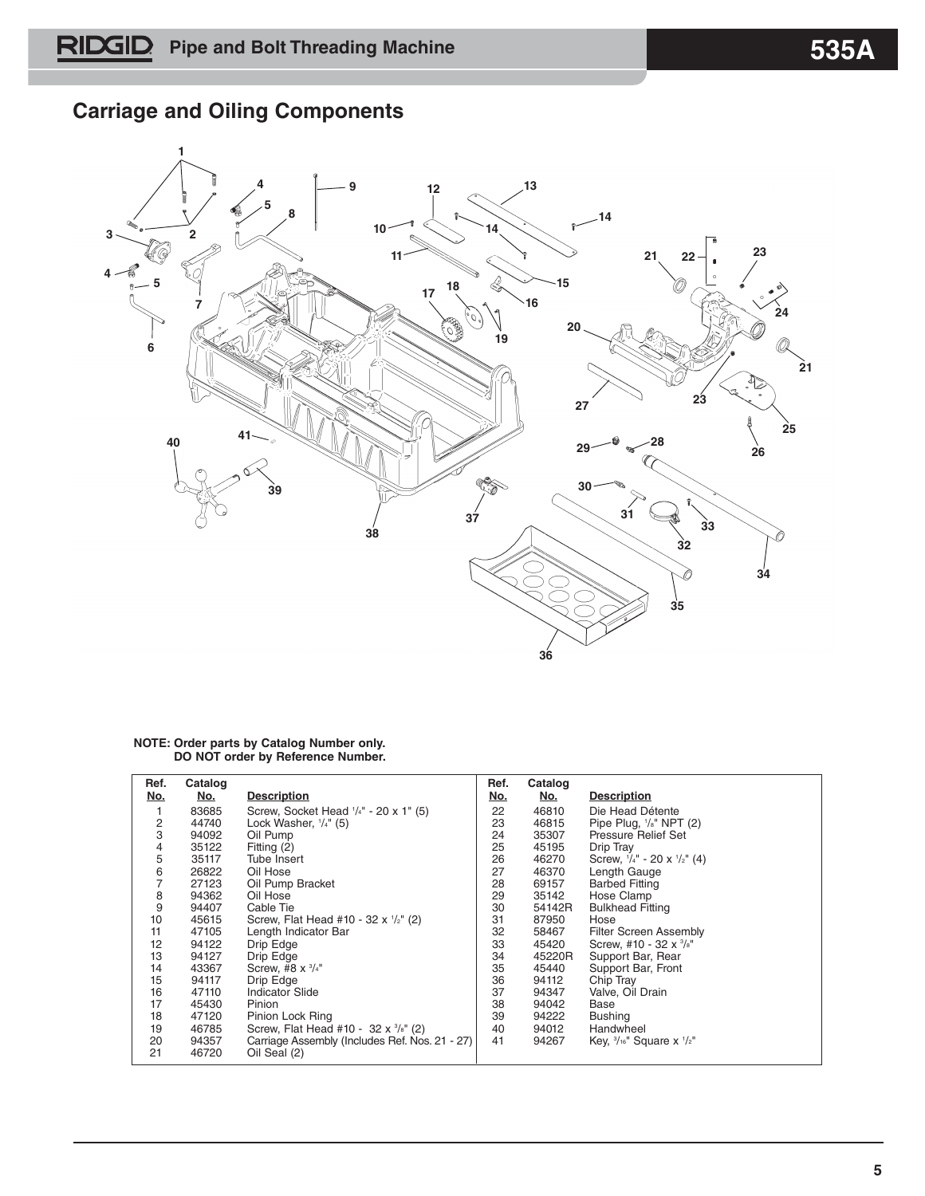## Carriage and Oiling Components

**NOTE: Order parts by Catalog Number only.
DO NOT order by Reference Number.**

| Ref. No. | Catalog No. | Description |
|---|---|---|
| 1 | 83685 | Screw, Socket Head 1/4" - 20 x 1" (5) |
| 2 | 44740 | Lock Washer, 1/4" (5) |
| 3 | 94092 | Oil Pump |
| 4 | 35122 | Fitting (2) |
| 5 | 35117 | Tube Insert |
| 6 | 26822 | Oil Hose |
| 7 | 27123 | Oil Pump Bracket |
| 8 | 94362 | Oil Hose |
| 9 | 94407 | Cable Tie |
| 10 | 45615 | Screw, Flat Head #10 - 32 x 1/2" (2) |
| 11 | 47105 | Length Indicator Bar |
| 12 | 94122 | Drip Edge |
| 13 | 94127 | Drip Edge |
| 14 | 43367 | Screw, #8 x 3/4" |
| 15 | 94117 | Drip Edge |
| 16 | 47110 | Indicator Slide |
| 17 | 45430 | Pinion |
| 18 | 47120 | Pinion Lock Ring |
| 19 | 46785 | Screw, Flat Head #10 - 32 x 3/8" (2) |
| 20 | 94357 | Carriage Assembly (Includes Ref. Nos. 21 - 27) |
| 21 | 46720 | Oil Seal (2) |
| 22 | 46810 | Die Head Détente |
| 23 | 46815 | Pipe Plug, 1/8" NPT (2) |
| 24 | 35307 | Pressure Relief Set |
| 25 | 45195 | Drip Tray |
| 26 | 46270 | Screw, 1/4" - 20 x 1/2" (4) |
| 27 | 46370 | Length Gauge |
| 28 | 69157 | Barbed Fitting |
| 29 | 35142 | Hose Clamp |
| 30 | 54142R | Bulkhead Fitting |
| 31 | 87950 | Hose |
| 32 | 58467 | Filter Screen Assembly |
| 33 | 45420 | Screw, #10 - 32 x 3/8" |
| 34 | 45220R | Support Bar, Rear |
| 35 | 45440 | Support Bar, Front |
| 36 | 94112 | Chip Tray |
| 37 | 94347 | Valve, Oil Drain |
| 38 | 94042 | Base |
| 39 | 94222 | Bushing |
| 40 | 94012 | Handwheel |
| 41 | 94267 | Key, 3/16" Square x 1/2" |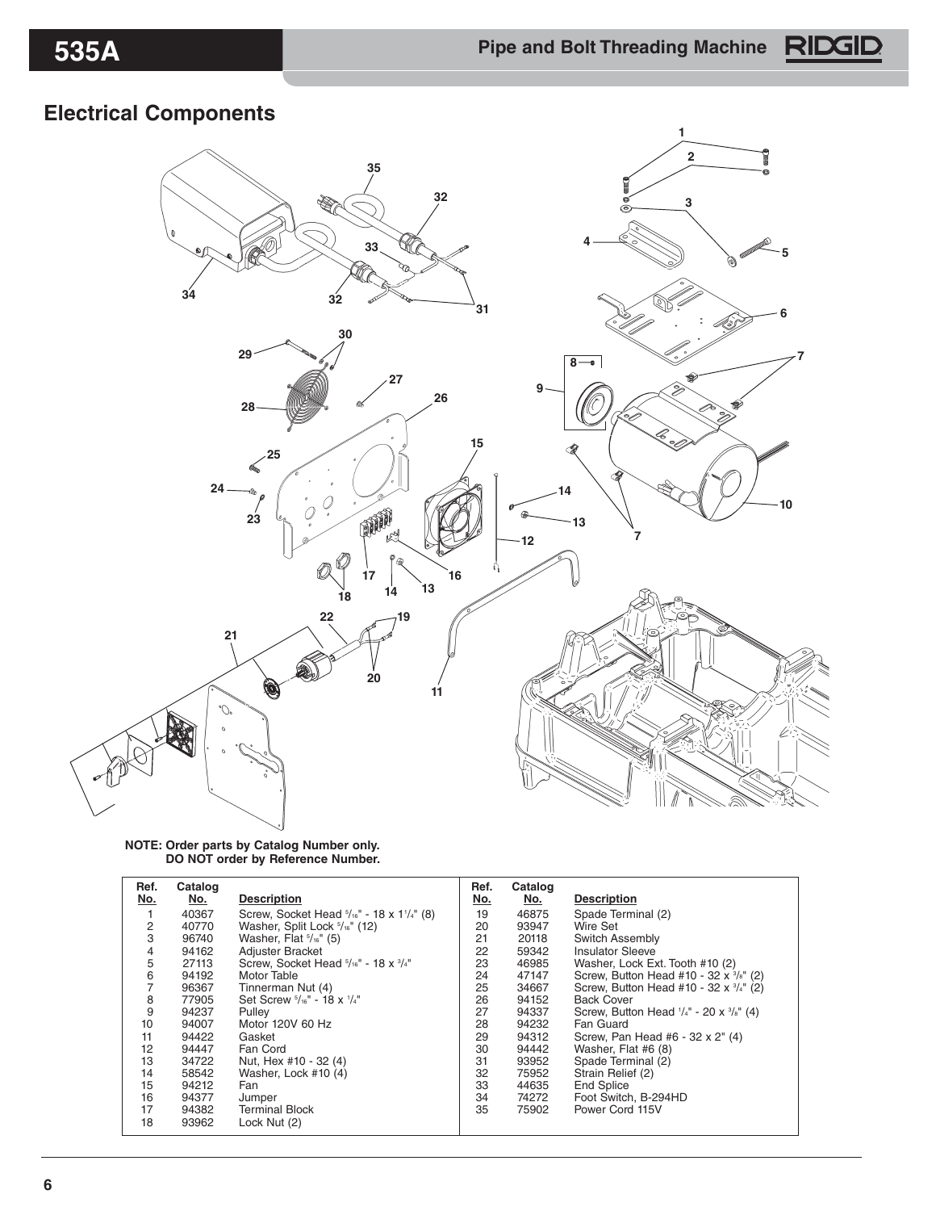## Electrical Components

**NOTE: Order parts by Catalog Number only.
DO NOT order by Reference Number.**

| Ref. No. | Catalog No. | Description |
|---|---|---|
| 1 | 40367 | Screw, Socket Head 5/16" - 18 x 1 1/4" (8) |
| 2 | 40770 | Washer, Split Lock 5/16" (12) |
| 3 | 96740 | Washer, Flat 5/16" (5) |
| 4 | 94162 | Adjuster Bracket |
| 5 | 27113 | Screw, Socket Head 5/16" - 18 x 3/4" |
| 6 | 94192 | Motor Table |
| 7 | 96367 | Tinnerman Nut (4) |
| 8 | 77905 | Set Screw 5/16" - 18 x 1/4" |
| 9 | 94237 | Pulley |
| 10 | 94007 | Motor 120V 60 Hz |
| 11 | 94422 | Gasket |
| 12 | 94447 | Fan Cord |
| 13 | 34722 | Nut, Hex #10 - 32 (4) |
| 14 | 58542 | Washer, Lock #10 (4) |
| 15 | 94212 | Fan |
| 16 | 94377 | Jumper |
| 17 | 94382 | Terminal Block |
| 18 | 93962 | Lock Nut (2) |
| 19 | 46875 | Spade Terminal (2) |
| 20 | 93947 | Wire Set |
| 21 | 20118 | Switch Assembly |
| 22 | 59342 | Insulator Sleeve |
| 23 | 46985 | Washer, Lock Ext. Tooth #10 (2) |
| 24 | 47147 | Screw, Button Head #10 - 32 x 3/8" (2) |
| 25 | 34667 | Screw, Button Head #10 - 32 x 3/4" (2) |
| 26 | 94152 | Back Cover |
| 27 | 94337 | Screw, Button Head 1/4" - 20 x 3/8" (4) |
| 28 | 94232 | Fan Guard |
| 29 | 94312 | Screw, Pan Head #6 - 32 x 2" (4) |
| 30 | 94442 | Washer, Flat #6 (8) |
| 31 | 93952 | Spade Terminal (2) |
| 32 | 75952 | Strain Relief (2) |
| 33 | 44635 | End Splice |
| 34 | 74272 | Foot Switch, B-294HD |
| 35 | 75902 | Power Cord 115V |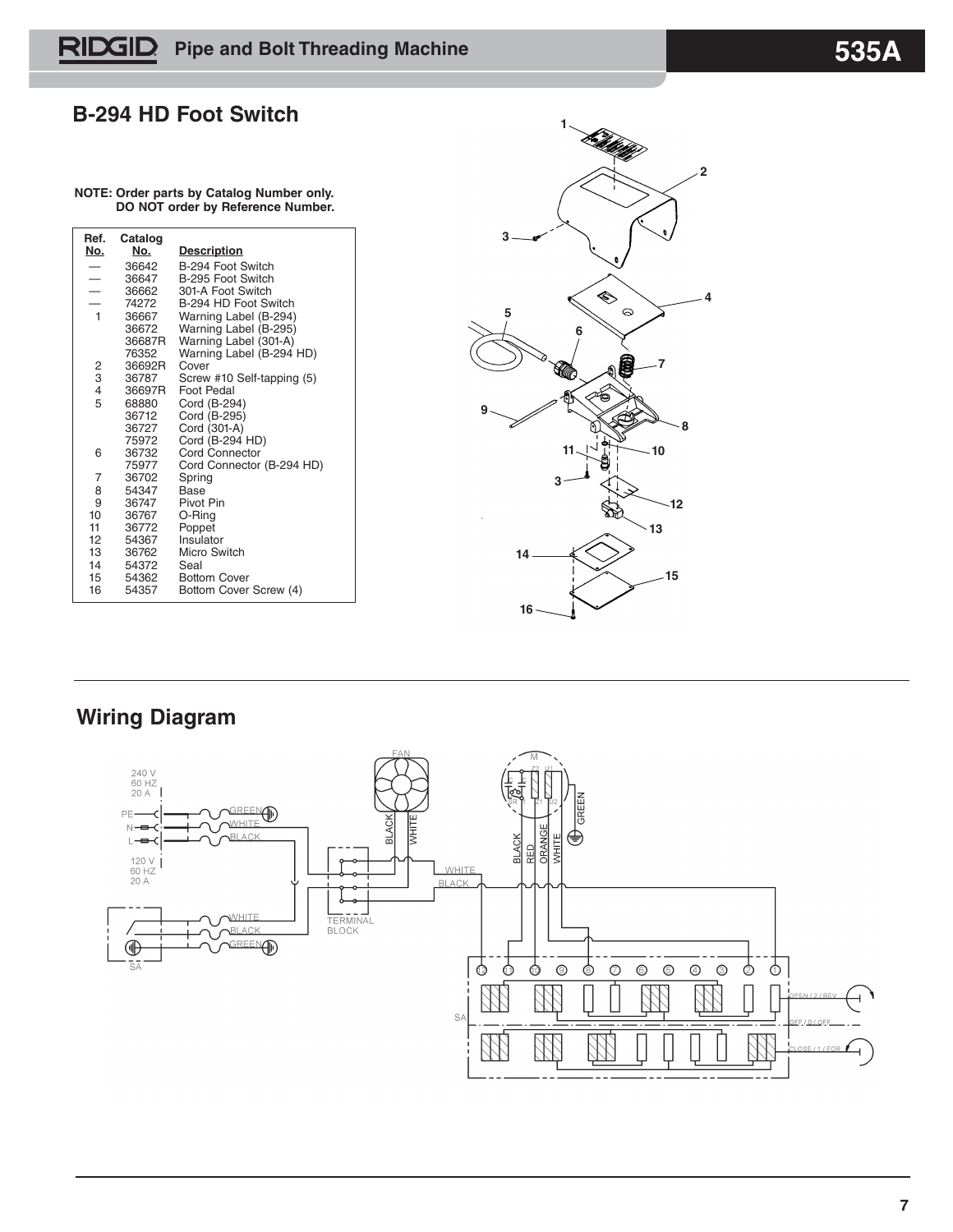## B-294 HD Foot Switch

**NOTE: Order parts by Catalog Number only. DO NOT order by Reference Number.**

| Ref. No. | Catalog No. | Description |
|---|---|---|
| — | 36642 | B-294 Foot Switch |
| — | 36647 | B-295 Foot Switch |
| — | 36662 | 301-A Foot Switch |
| — | 74272 | B-294 HD Foot Switch |
| 1 | 36667 | Warning Label (B-294) |
| | 36672 | Warning Label (B-295) |
| | 36687R | Warning Label (301-A) |
| | 76352 | Warning Label (B-294 HD) |
| 2 | 36692R | Cover |
| 3 | 36787 | Screw #10 Self-tapping (5) |
| 4 | 36697R | Foot Pedal |
| 5 | 68880 | Cord (B-294) |
| | 36712 | Cord (B-295) |
| | 36727 | Cord (301-A) |
| | 75972 | Cord (B-294 HD) |
| 6 | 36732 | Cord Connector |
| | 75977 | Cord Connector (B-294 HD) |
| 7 | 36702 | Spring |
| 8 | 54347 | Base |
| 9 | 36747 | Pivot Pin |
| 10 | 36767 | O-Ring |
| 11 | 36772 | Poppet |
| 12 | 54367 | Insulator |
| 13 | 36762 | Micro Switch |
| 14 | 54372 | Seal |
| 15 | 54362 | Bottom Cover |
| 16 | 54357 | Bottom Cover Screw (4) |

## Wiring Diagram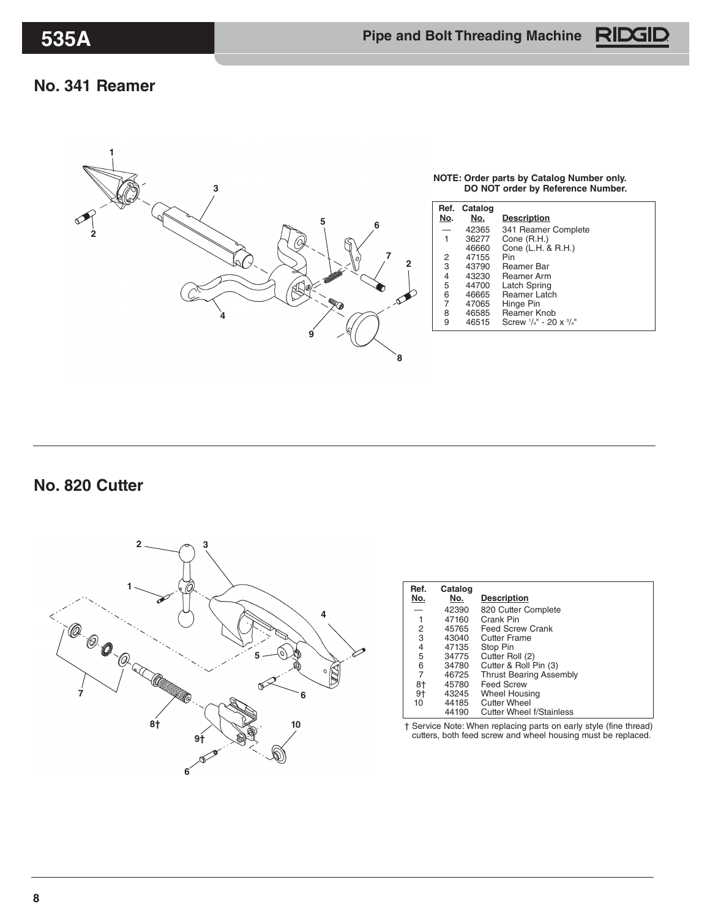## No. 341 Reamer

**NOTE: Order parts by Catalog Number only.
DO NOT order by Reference Number.**

| Ref. No. | Catalog No. | Description |
|---|---|---|
| — | 42365 | 341 Reamer Complete |
| 1 | 36277 | Cone (R.H.) |
| | 46660 | Cone (L.H. & R.H.) |
| 2 | 47155 | Pin |
| 3 | 43790 | Reamer Bar |
| 4 | 43230 | Reamer Arm |
| 5 | 44700 | Latch Spring |
| 6 | 46665 | Reamer Latch |
| 7 | 47065 | Hinge Pin |
| 8 | 46585 | Reamer Knob |
| 9 | 46515 | Screw 1/4" - 20 x 3/4" |

## No. 820 Cutter

| Ref. No. | Catalog No. | Description |
|---|---|---|
| — | 42390 | 820 Cutter Complete |
| 1 | 47160 | Crank Pin |
| 2 | 45765 | Feed Screw Crank |
| 3 | 43040 | Cutter Frame |
| 4 | 47135 | Stop Pin |
| 5 | 34775 | Cutter Roll (2) |
| 6 | 34780 | Cutter & Roll Pin (3) |
| 7 | 46725 | Thrust Bearing Assembly |
| 8† | 45780 | Feed Screw |
| 9† | 43245 | Wheel Housing |
| 10 | 44185 | Cutter Wheel |
| | 44190 | Cutter Wheel f/Stainless |

† Service Note: When replacing parts on early style (fine thread) cutters, both feed screw and wheel housing must be replaced.